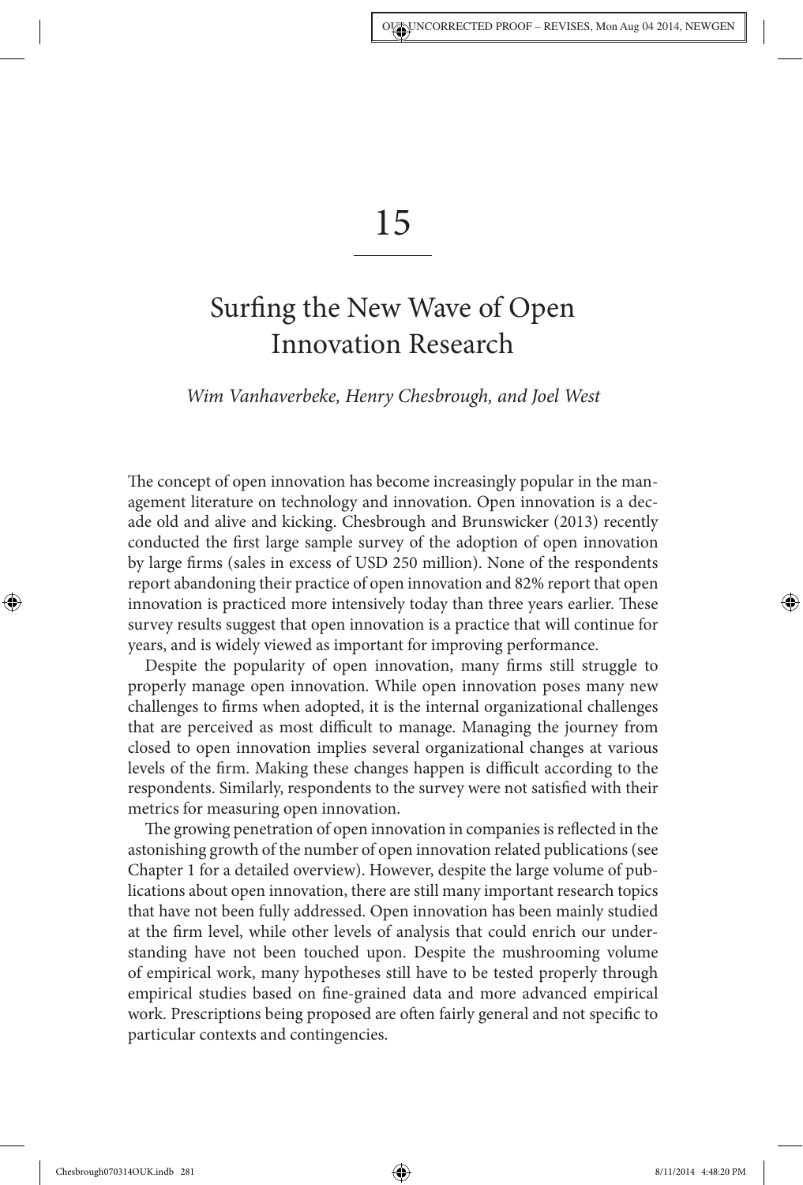# 15

## Surfing the New Wave of Open Innovation Research

*Wim Vanhaverbeke, Henry Chesbrough, and Joel West*

The concept of open innovation has become increasingly popular in the management literature on technology and innovation. Open innovation is a decade old and alive and kicking. Chesbrough and Brunswicker (2013) recently conducted the first large sample survey of the adoption of open innovation by large firms (sales in excess of USD 250 million). None of the respondents report abandoning their practice of open innovation and 82% report that open innovation is practiced more intensively today than three years earlier. These survey results suggest that open innovation is a practice that will continue for years, and is widely viewed as important for improving performance.

Despite the popularity of open innovation, many firms still struggle to properly manage open innovation. While open innovation poses many new challenges to firms when adopted, it is the internal organizational challenges that are perceived as most difficult to manage. Managing the journey from closed to open innovation implies several organizational changes at various levels of the firm. Making these changes happen is difficult according to the respondents. Similarly, respondents to the survey were not satisfied with their metrics for measuring open innovation.

The growing penetration of open innovation in companies is reflected in the astonishing growth of the number of open innovation related publications (see Chapter 1 for a detailed overview). However, despite the large volume of publications about open innovation, there are still many important research topics that have not been fully addressed. Open innovation has been mainly studied at the firm level, while other levels of analysis that could enrich our understanding have not been touched upon. Despite the mushrooming volume of empirical work, many hypotheses still have to be tested properly through empirical studies based on fine-grained data and more advanced empirical work. Prescriptions being proposed are often fairly general and not specific to particular contexts and contingencies.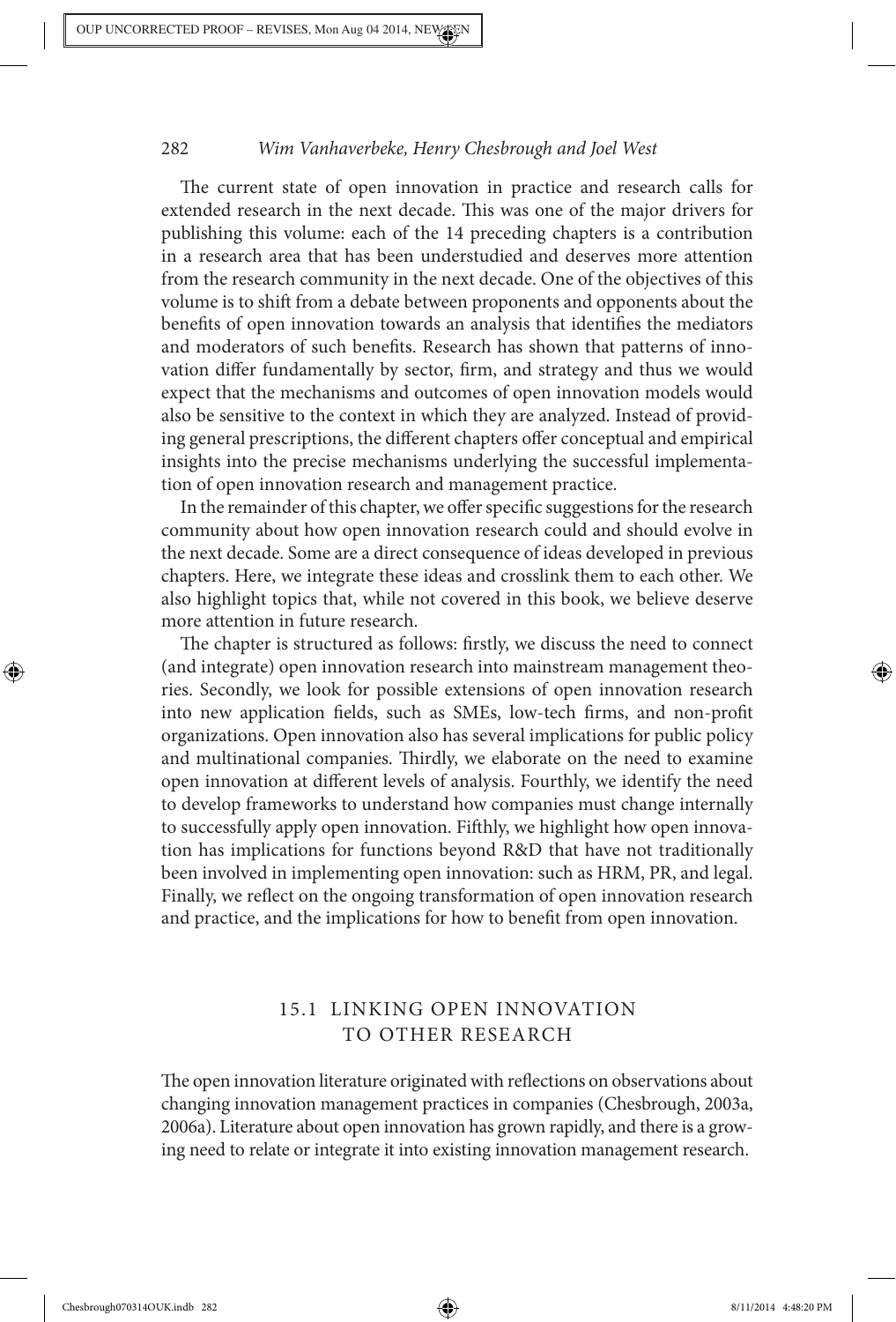The current state of open innovation in practice and research calls for extended research in the next decade. This was one of the major drivers for publishing this volume: each of the 14 preceding chapters is a contribution in a research area that has been understudied and deserves more attention from the research community in the next decade. One of the objectives of this volume is to shift from a debate between proponents and opponents about the benefits of open innovation towards an analysis that identifies the mediators and moderators of such benefits. Research has shown that patterns of innovation differ fundamentally by sector, firm, and strategy and thus we would expect that the mechanisms and outcomes of open innovation models would also be sensitive to the context in which they are analyzed. Instead of providing general prescriptions, the different chapters offer conceptual and empirical insights into the precise mechanisms underlying the successful implementation of open innovation research and management practice.

In the remainder of this chapter, we offer specific suggestions for the research community about how open innovation research could and should evolve in the next decade. Some are a direct consequence of ideas developed in previous chapters. Here, we integrate these ideas and crosslink them to each other. We also highlight topics that, while not covered in this book, we believe deserve more attention in future research.

The chapter is structured as follows: firstly, we discuss the need to connect (and integrate) open innovation research into mainstream management theories. Secondly, we look for possible extensions of open innovation research into new application fields, such as SMEs, low-tech firms, and non-profit organizations. Open innovation also has several implications for public policy and multinational companies. Thirdly, we elaborate on the need to examine open innovation at different levels of analysis. Fourthly, we identify the need to develop frameworks to understand how companies must change internally to successfully apply open innovation. Fifthly, we highlight how open innovation has implications for functions beyond R&D that have not traditionally been involved in implementing open innovation: such as HRM, PR, and legal. Finally, we reflect on the ongoing transformation of open innovation research and practice, and the implications for how to benefit from open innovation.

## 15.1 LINKING OPEN INNOVATION TO OTHER RESEARCH

The open innovation literature originated with reflections on observations about changing innovation management practices in companies (Chesbrough, 2003a, 2006a). Literature about open innovation has grown rapidly, and there is a growing need to relate or integrate it into existing innovation management research.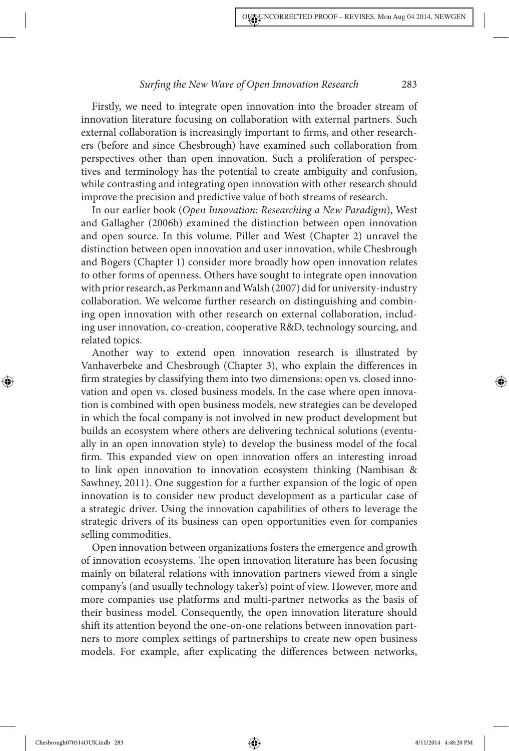Firstly, we need to integrate open innovation into the broader stream of innovation literature focusing on collaboration with external partners. Such external collaboration is increasingly important to firms, and other researchers (before and since Chesbrough) have examined such collaboration from perspectives other than open innovation. Such a proliferation of perspectives and terminology has the potential to create ambiguity and confusion, while contrasting and integrating open innovation with other research should improve the precision and predictive value of both streams of research.

In our earlier book (*Open Innovation: Researching a New Paradigm*), West and Gallagher (2006b) examined the distinction between open innovation and open source. In this volume, Piller and West (Chapter 2) unravel the distinction between open innovation and user innovation, while Chesbrough and Bogers (Chapter 1) consider more broadly how open innovation relates to other forms of openness. Others have sought to integrate open innovation with prior research, as Perkmann and Walsh (2007) did for university-industry collaboration. We welcome further research on distinguishing and combining open innovation with other research on external collaboration, including user innovation, co-creation, cooperative R&D, technology sourcing, and related topics.

Another way to extend open innovation research is illustrated by Vanhaverbeke and Chesbrough (Chapter 3), who explain the differences in firm strategies by classifying them into two dimensions: open vs. closed innovation and open vs. closed business models. In the case where open innovation is combined with open business models, new strategies can be developed in which the focal company is not involved in new product development but builds an ecosystem where others are delivering technical solutions (eventually in an open innovation style) to develop the business model of the focal firm. This expanded view on open innovation offers an interesting inroad to link open innovation to innovation ecosystem thinking (Nambisan & Sawhney, 2011). One suggestion for a further expansion of the logic of open innovation is to consider new product development as a particular case of a strategic driver. Using the innovation capabilities of others to leverage the strategic drivers of its business can open opportunities even for companies selling commodities.

Open innovation between organizations fosters the emergence and growth of innovation ecosystems. The open innovation literature has been focusing mainly on bilateral relations with innovation partners viewed from a single company's (and usually technology taker's) point of view. However, more and more companies use platforms and multi-partner networks as the basis of their business model. Consequently, the open innovation literature should shift its attention beyond the one-on-one relations between innovation partners to more complex settings of partnerships to create new open business models. For example, after explicating the differences between networks,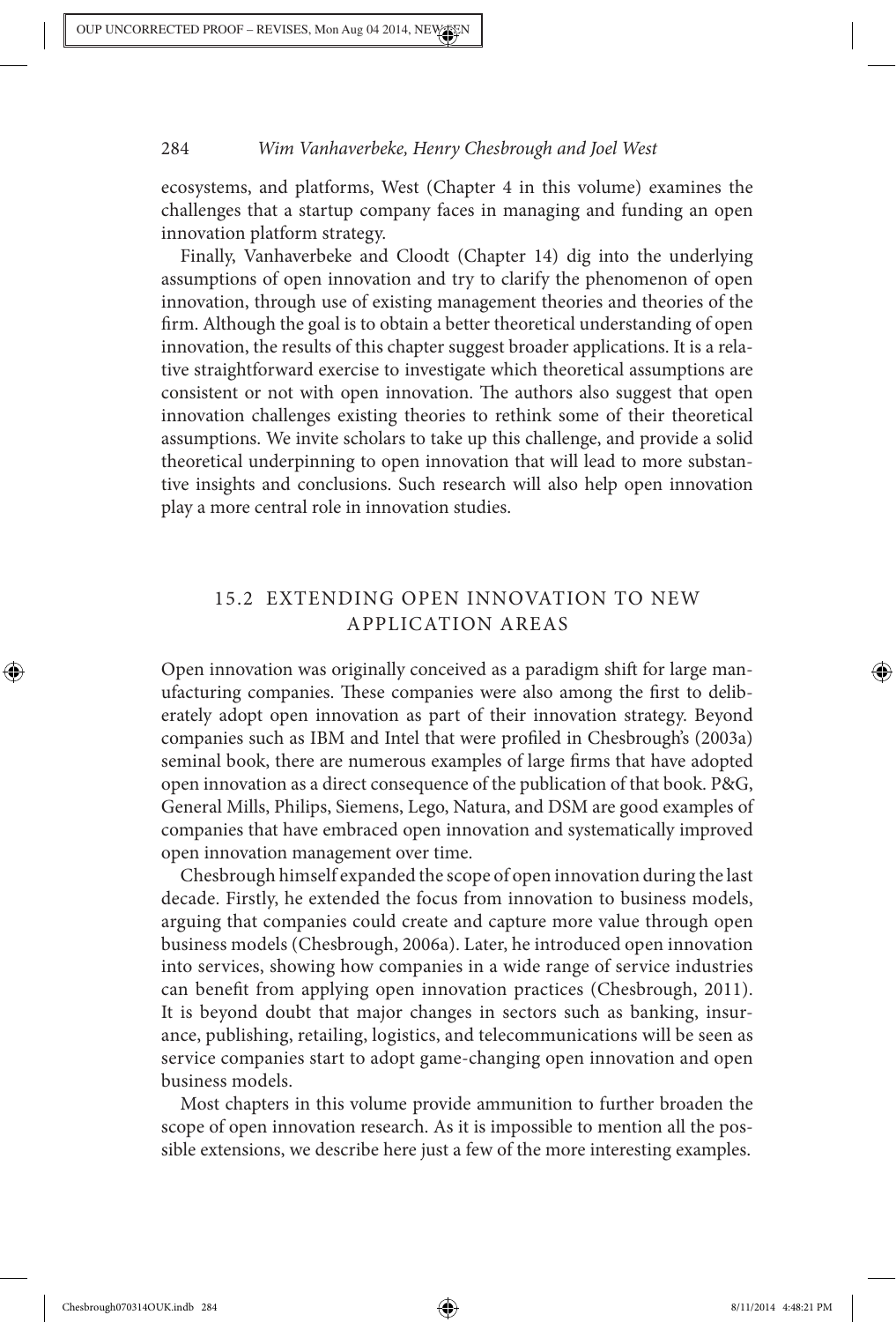ecosystems, and platforms, West (Chapter 4 in this volume) examines the challenges that a startup company faces in managing and funding an open innovation platform strategy.

Finally, Vanhaverbeke and Cloodt (Chapter 14) dig into the underlying assumptions of open innovation and try to clarify the phenomenon of open innovation, through use of existing management theories and theories of the firm. Although the goal is to obtain a better theoretical understanding of open innovation, the results of this chapter suggest broader applications. It is a relative straightforward exercise to investigate which theoretical assumptions are consistent or not with open innovation. The authors also suggest that open innovation challenges existing theories to rethink some of their theoretical assumptions. We invite scholars to take up this challenge, and provide a solid theoretical underpinning to open innovation that will lead to more substantive insights and conclusions. Such research will also help open innovation play a more central role in innovation studies.

## 15.2 EXTENDING OPEN INNOVATION TO NEW APPLICATION AREAS

Open innovation was originally conceived as a paradigm shift for large manufacturing companies. These companies were also among the first to deliberately adopt open innovation as part of their innovation strategy. Beyond companies such as IBM and Intel that were profiled in Chesbrough's (2003a) seminal book, there are numerous examples of large firms that have adopted open innovation as a direct consequence of the publication of that book. P&G, General Mills, Philips, Siemens, Lego, Natura, and DSM are good examples of companies that have embraced open innovation and systematically improved open innovation management over time.

Chesbrough himself expanded the scope of open innovation during the last decade. Firstly, he extended the focus from innovation to business models, arguing that companies could create and capture more value through open business models (Chesbrough, 2006a). Later, he introduced open innovation into services, showing how companies in a wide range of service industries can benefit from applying open innovation practices (Chesbrough, 2011). It is beyond doubt that major changes in sectors such as banking, insurance, publishing, retailing, logistics, and telecommunications will be seen as service companies start to adopt game-changing open innovation and open business models.

Most chapters in this volume provide ammunition to further broaden the scope of open innovation research. As it is impossible to mention all the possible extensions, we describe here just a few of the more interesting examples.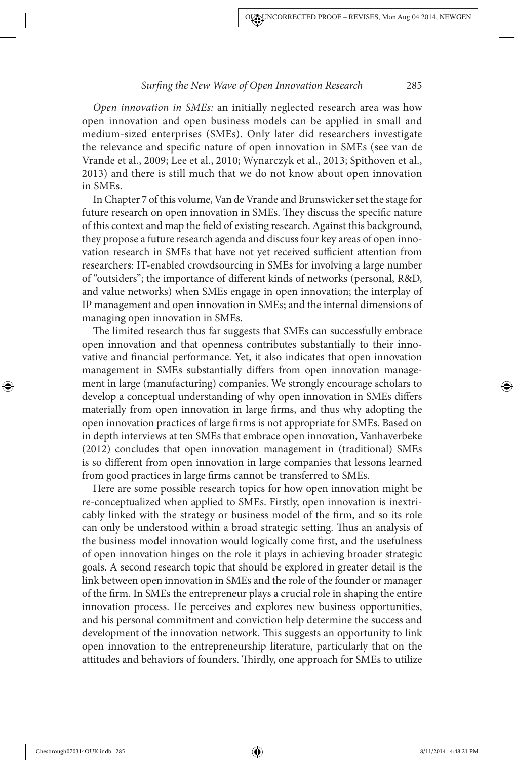*Open innovation in SMEs:* an initially neglected research area was how open innovation and open business models can be applied in small and medium-sized enterprises (SMEs). Only later did researchers investigate the relevance and specific nature of open innovation in SMEs (see van de Vrande et al., 2009; Lee et al., 2010; Wynarczyk et al., 2013; Spithoven et al., 2013) and there is still much that we do not know about open innovation in SMEs.

In Chapter 7 of this volume, Van de Vrande and Brunswicker set the stage for future research on open innovation in SMEs. They discuss the specific nature of this context and map the field of existing research. Against this background, they propose a future research agenda and discuss four key areas of open innovation research in SMEs that have not yet received sufficient attention from researchers: IT-enabled crowdsourcing in SMEs for involving a large number of "outsiders"; the importance of different kinds of networks (personal, R&D, and value networks) when SMEs engage in open innovation; the interplay of IP management and open innovation in SMEs; and the internal dimensions of managing open innovation in SMEs.

The limited research thus far suggests that SMEs can successfully embrace open innovation and that openness contributes substantially to their innovative and financial performance. Yet, it also indicates that open innovation management in SMEs substantially differs from open innovation management in large (manufacturing) companies. We strongly encourage scholars to develop a conceptual understanding of why open innovation in SMEs differs materially from open innovation in large firms, and thus why adopting the open innovation practices of large firms is not appropriate for SMEs. Based on in depth interviews at ten SMEs that embrace open innovation, Vanhaverbeke (2012) concludes that open innovation management in (traditional) SMEs is so different from open innovation in large companies that lessons learned from good practices in large firms cannot be transferred to SMEs.

Here are some possible research topics for how open innovation might be re-conceptualized when applied to SMEs. Firstly, open innovation is inextricably linked with the strategy or business model of the firm, and so its role can only be understood within a broad strategic setting. Thus an analysis of the business model innovation would logically come first, and the usefulness of open innovation hinges on the role it plays in achieving broader strategic goals. A second research topic that should be explored in greater detail is the link between open innovation in SMEs and the role of the founder or manager of the firm. In SMEs the entrepreneur plays a crucial role in shaping the entire innovation process. He perceives and explores new business opportunities, and his personal commitment and conviction help determine the success and development of the innovation network. This suggests an opportunity to link open innovation to the entrepreneurship literature, particularly that on the attitudes and behaviors of founders. Thirdly, one approach for SMEs to utilize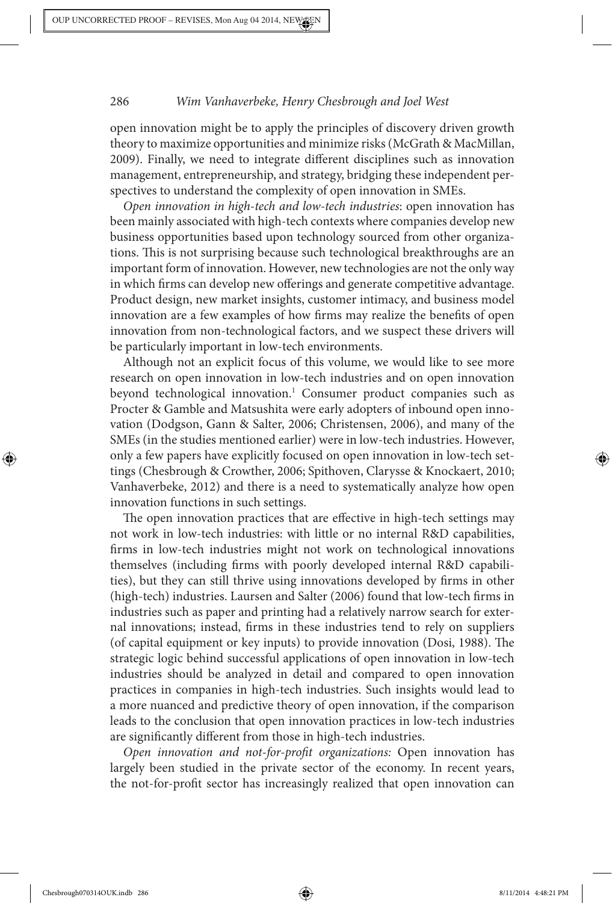open innovation might be to apply the principles of discovery driven growth theory to maximize opportunities and minimize risks (McGrath & MacMillan, 2009). Finally, we need to integrate different disciplines such as innovation management, entrepreneurship, and strategy, bridging these independent perspectives to understand the complexity of open innovation in SMEs.

*Open innovation in high-tech and low-tech industries*: open innovation has been mainly associated with high-tech contexts where companies develop new business opportunities based upon technology sourced from other organizations. This is not surprising because such technological breakthroughs are an important form of innovation. However, new technologies are not the only way in which firms can develop new offerings and generate competitive advantage. Product design, new market insights, customer intimacy, and business model innovation are a few examples of how firms may realize the benefits of open innovation from non-technological factors, and we suspect these drivers will be particularly important in low-tech environments.

Although not an explicit focus of this volume, we would like to see more research on open innovation in low-tech industries and on open innovation beyond technological innovation.[1] Consumer product companies such as Procter & Gamble and Matsushita were early adopters of inbound open innovation (Dodgson, Gann & Salter, 2006; Christensen, 2006), and many of the SMEs (in the studies mentioned earlier) were in low-tech industries. However, only a few papers have explicitly focused on open innovation in low-tech settings (Chesbrough & Crowther, 2006; Spithoven, Clarysse & Knockaert, 2010; Vanhaverbeke, 2012) and there is a need to systematically analyze how open innovation functions in such settings.

The open innovation practices that are effective in high-tech settings may not work in low-tech industries: with little or no internal R&D capabilities, firms in low-tech industries might not work on technological innovations themselves (including firms with poorly developed internal R&D capabilities), but they can still thrive using innovations developed by firms in other (high-tech) industries. Laursen and Salter (2006) found that low-tech firms in industries such as paper and printing had a relatively narrow search for external innovations; instead, firms in these industries tend to rely on suppliers (of capital equipment or key inputs) to provide innovation (Dosi, 1988). The strategic logic behind successful applications of open innovation in low-tech industries should be analyzed in detail and compared to open innovation practices in companies in high-tech industries. Such insights would lead to a more nuanced and predictive theory of open innovation, if the comparison leads to the conclusion that open innovation practices in low-tech industries are significantly different from those in high-tech industries.

*Open innovation and not-for-profit organizations:* Open innovation has largely been studied in the private sector of the economy. In recent years, the not-for-profit sector has increasingly realized that open innovation can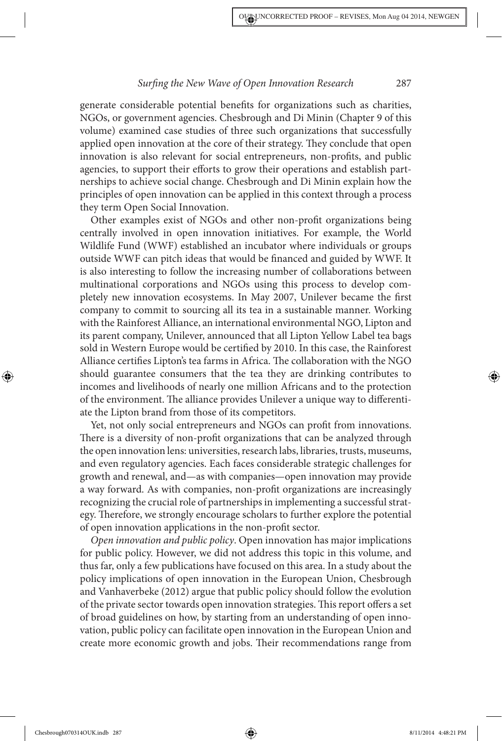generate considerable potential benefits for organizations such as charities, NGOs, or government agencies. Chesbrough and Di Minin (Chapter 9 of this volume) examined case studies of three such organizations that successfully applied open innovation at the core of their strategy. They conclude that open innovation is also relevant for social entrepreneurs, non-profits, and public agencies, to support their efforts to grow their operations and establish partnerships to achieve social change. Chesbrough and Di Minin explain how the principles of open innovation can be applied in this context through a process they term Open Social Innovation.

Other examples exist of NGOs and other non-profit organizations being centrally involved in open innovation initiatives. For example, the World Wildlife Fund (WWF) established an incubator where individuals or groups outside WWF can pitch ideas that would be financed and guided by WWF. It is also interesting to follow the increasing number of collaborations between multinational corporations and NGOs using this process to develop completely new innovation ecosystems. In May 2007, Unilever became the first company to commit to sourcing all its tea in a sustainable manner. Working with the Rainforest Alliance, an international environmental NGO, Lipton and its parent company, Unilever, announced that all Lipton Yellow Label tea bags sold in Western Europe would be certified by 2010. In this case, the Rainforest Alliance certifies Lipton's tea farms in Africa. The collaboration with the NGO should guarantee consumers that the tea they are drinking contributes to incomes and livelihoods of nearly one million Africans and to the protection of the environment. The alliance provides Unilever a unique way to differentiate the Lipton brand from those of its competitors.

Yet, not only social entrepreneurs and NGOs can profit from innovations. There is a diversity of non-profit organizations that can be analyzed through the open innovation lens: universities, research labs, libraries, trusts, museums, and even regulatory agencies. Each faces considerable strategic challenges for growth and renewal, and—as with companies—open innovation may provide a way forward. As with companies, non-profit organizations are increasingly recognizing the crucial role of partnerships in implementing a successful strategy. Therefore, we strongly encourage scholars to further explore the potential of open innovation applications in the non-profit sector.

*Open innovation and public policy*. Open innovation has major implications for public policy. However, we did not address this topic in this volume, and thus far, only a few publications have focused on this area. In a study about the policy implications of open innovation in the European Union, Chesbrough and Vanhaverbeke (2012) argue that public policy should follow the evolution of the private sector towards open innovation strategies. This report offers a set of broad guidelines on how, by starting from an understanding of open innovation, public policy can facilitate open innovation in the European Union and create more economic growth and jobs. Their recommendations range from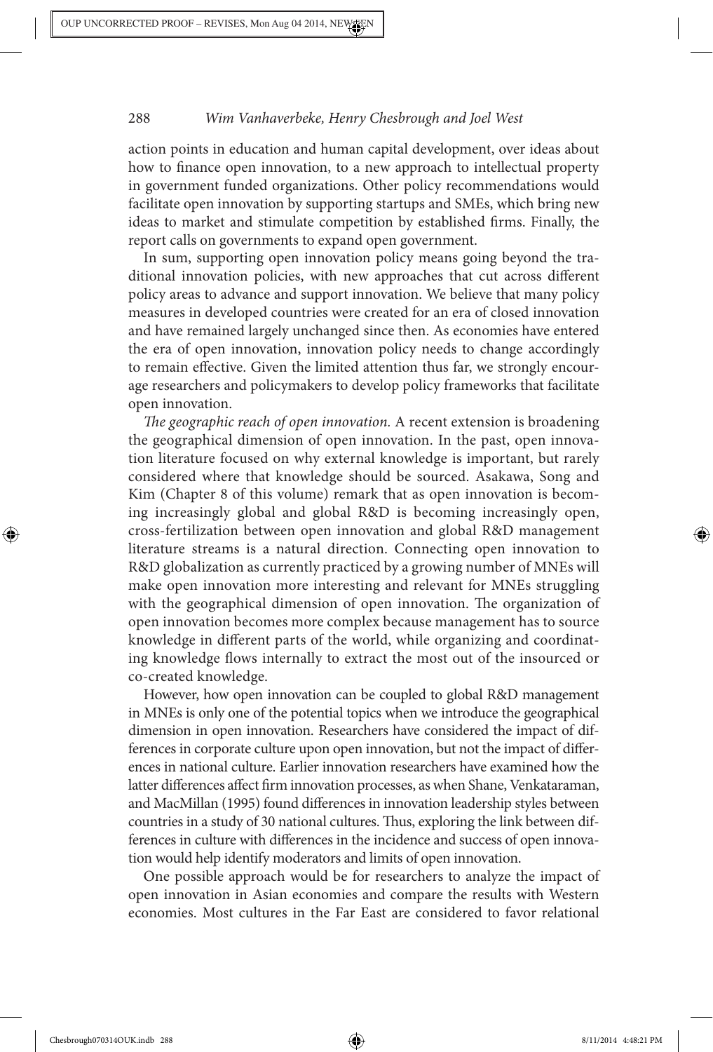action points in education and human capital development, over ideas about how to finance open innovation, to a new approach to intellectual property in government funded organizations. Other policy recommendations would facilitate open innovation by supporting startups and SMEs, which bring new ideas to market and stimulate competition by established firms. Finally, the report calls on governments to expand open government.

In sum, supporting open innovation policy means going beyond the traditional innovation policies, with new approaches that cut across different policy areas to advance and support innovation. We believe that many policy measures in developed countries were created for an era of closed innovation and have remained largely unchanged since then. As economies have entered the era of open innovation, innovation policy needs to change accordingly to remain effective. Given the limited attention thus far, we strongly encourage researchers and policymakers to develop policy frameworks that facilitate open innovation.

*The geographic reach of open innovation.* A recent extension is broadening the geographical dimension of open innovation. In the past, open innovation literature focused on why external knowledge is important, but rarely considered where that knowledge should be sourced. Asakawa, Song and Kim (Chapter 8 of this volume) remark that as open innovation is becoming increasingly global and global R&D is becoming increasingly open, cross-fertilization between open innovation and global R&D management literature streams is a natural direction. Connecting open innovation to R&D globalization as currently practiced by a growing number of MNEs will make open innovation more interesting and relevant for MNEs struggling with the geographical dimension of open innovation. The organization of open innovation becomes more complex because management has to source knowledge in different parts of the world, while organizing and coordinating knowledge flows internally to extract the most out of the insourced or co-created knowledge.

However, how open innovation can be coupled to global R&D management in MNEs is only one of the potential topics when we introduce the geographical dimension in open innovation. Researchers have considered the impact of differences in corporate culture upon open innovation, but not the impact of differences in national culture. Earlier innovation researchers have examined how the latter differences affect firm innovation processes, as when Shane, Venkataraman, and MacMillan (1995) found differences in innovation leadership styles between countries in a study of 30 national cultures. Thus, exploring the link between differences in culture with differences in the incidence and success of open innovation would help identify moderators and limits of open innovation.

One possible approach would be for researchers to analyze the impact of open innovation in Asian economies and compare the results with Western economies. Most cultures in the Far East are considered to favor relational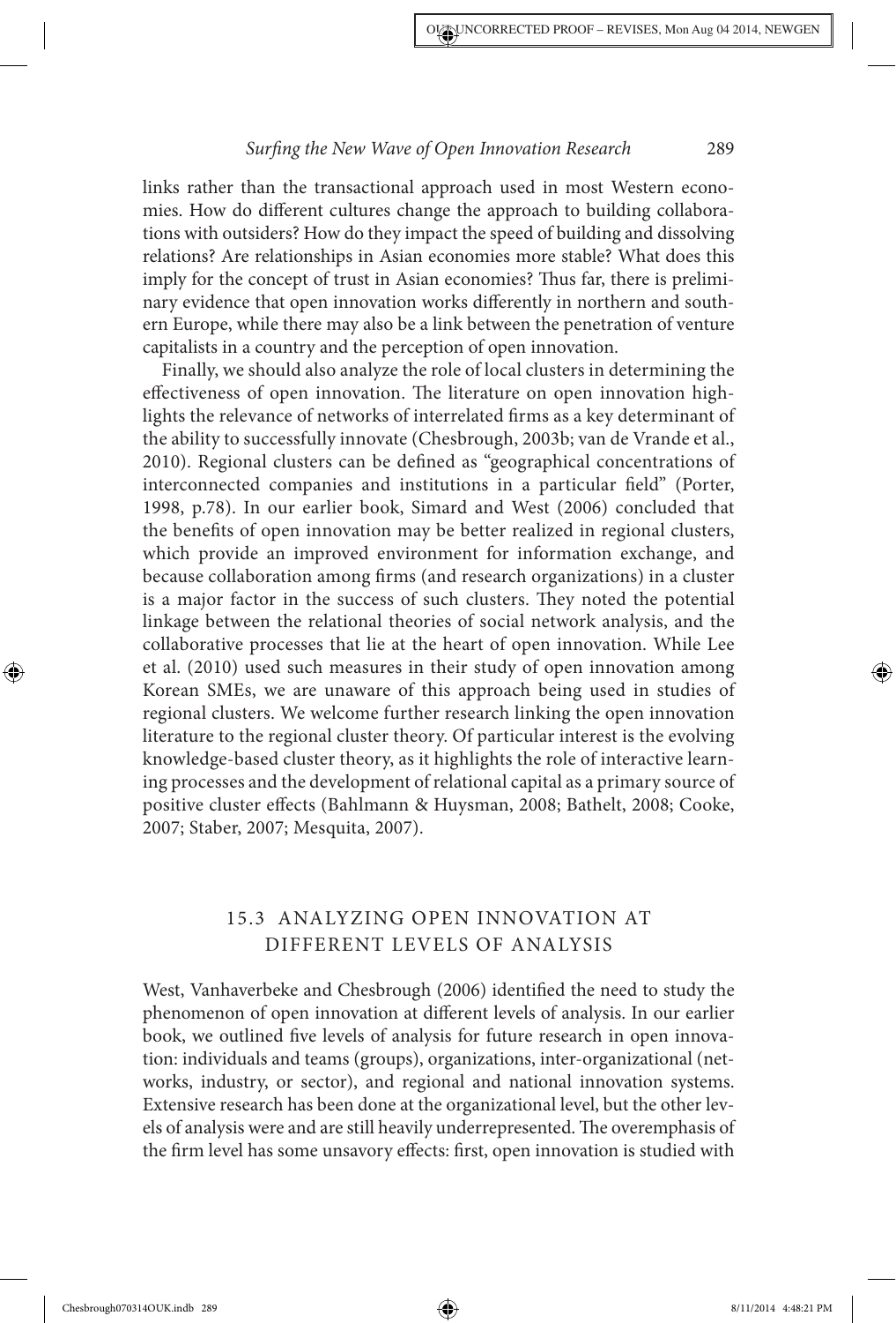links rather than the transactional approach used in most Western economies. How do different cultures change the approach to building collaborations with outsiders? How do they impact the speed of building and dissolving relations? Are relationships in Asian economies more stable? What does this imply for the concept of trust in Asian economies? Thus far, there is preliminary evidence that open innovation works differently in northern and southern Europe, while there may also be a link between the penetration of venture capitalists in a country and the perception of open innovation.

Finally, we should also analyze the role of local clusters in determining the effectiveness of open innovation. The literature on open innovation highlights the relevance of networks of interrelated firms as a key determinant of the ability to successfully innovate (Chesbrough, 2003b; van de Vrande et al., 2010). Regional clusters can be defined as "geographical concentrations of interconnected companies and institutions in a particular field" (Porter, 1998, p.78). In our earlier book, Simard and West (2006) concluded that the benefits of open innovation may be better realized in regional clusters, which provide an improved environment for information exchange, and because collaboration among firms (and research organizations) in a cluster is a major factor in the success of such clusters. They noted the potential linkage between the relational theories of social network analysis, and the collaborative processes that lie at the heart of open innovation. While Lee et al. (2010) used such measures in their study of open innovation among Korean SMEs, we are unaware of this approach being used in studies of regional clusters. We welcome further research linking the open innovation literature to the regional cluster theory. Of particular interest is the evolving knowledge-based cluster theory, as it highlights the role of interactive learning processes and the development of relational capital as a primary source of positive cluster effects (Bahlmann & Huysman, 2008; Bathelt, 2008; Cooke, 2007; Staber, 2007; Mesquita, 2007).

## 15.3 ANALYZING OPEN INNOVATION AT DIFFERENT LEVELS OF ANALYSIS

West, Vanhaverbeke and Chesbrough (2006) identified the need to study the phenomenon of open innovation at different levels of analysis. In our earlier book, we outlined five levels of analysis for future research in open innovation: individuals and teams (groups), organizations, inter-organizational (networks, industry, or sector), and regional and national innovation systems. Extensive research has been done at the organizational level, but the other levels of analysis were and are still heavily underrepresented. The overemphasis of the firm level has some unsavory effects: first, open innovation is studied with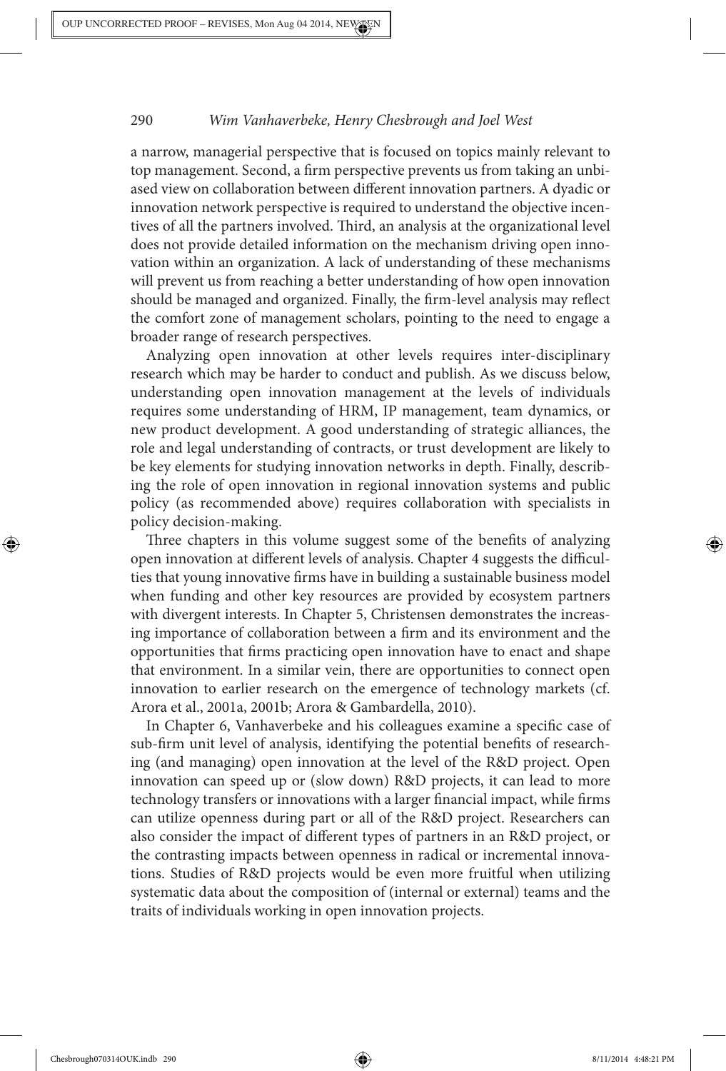a narrow, managerial perspective that is focused on topics mainly relevant to top management. Second, a firm perspective prevents us from taking an unbiased view on collaboration between different innovation partners. A dyadic or innovation network perspective is required to understand the objective incentives of all the partners involved. Third, an analysis at the organizational level does not provide detailed information on the mechanism driving open innovation within an organization. A lack of understanding of these mechanisms will prevent us from reaching a better understanding of how open innovation should be managed and organized. Finally, the firm-level analysis may reflect the comfort zone of management scholars, pointing to the need to engage a broader range of research perspectives.

Analyzing open innovation at other levels requires inter-disciplinary research which may be harder to conduct and publish. As we discuss below, understanding open innovation management at the levels of individuals requires some understanding of HRM, IP management, team dynamics, or new product development. A good understanding of strategic alliances, the role and legal understanding of contracts, or trust development are likely to be key elements for studying innovation networks in depth. Finally, describing the role of open innovation in regional innovation systems and public policy (as recommended above) requires collaboration with specialists in policy decision-making.

Three chapters in this volume suggest some of the benefits of analyzing open innovation at different levels of analysis. Chapter 4 suggests the difficulties that young innovative firms have in building a sustainable business model when funding and other key resources are provided by ecosystem partners with divergent interests. In Chapter 5, Christensen demonstrates the increasing importance of collaboration between a firm and its environment and the opportunities that firms practicing open innovation have to enact and shape that environment. In a similar vein, there are opportunities to connect open innovation to earlier research on the emergence of technology markets (cf. Arora et al., 2001a, 2001b; Arora & Gambardella, 2010).

In Chapter 6, Vanhaverbeke and his colleagues examine a specific case of sub-firm unit level of analysis, identifying the potential benefits of researching (and managing) open innovation at the level of the R&D project. Open innovation can speed up or (slow down) R&D projects, it can lead to more technology transfers or innovations with a larger financial impact, while firms can utilize openness during part or all of the R&D project. Researchers can also consider the impact of different types of partners in an R&D project, or the contrasting impacts between openness in radical or incremental innovations. Studies of R&D projects would be even more fruitful when utilizing systematic data about the composition of (internal or external) teams and the traits of individuals working in open innovation projects.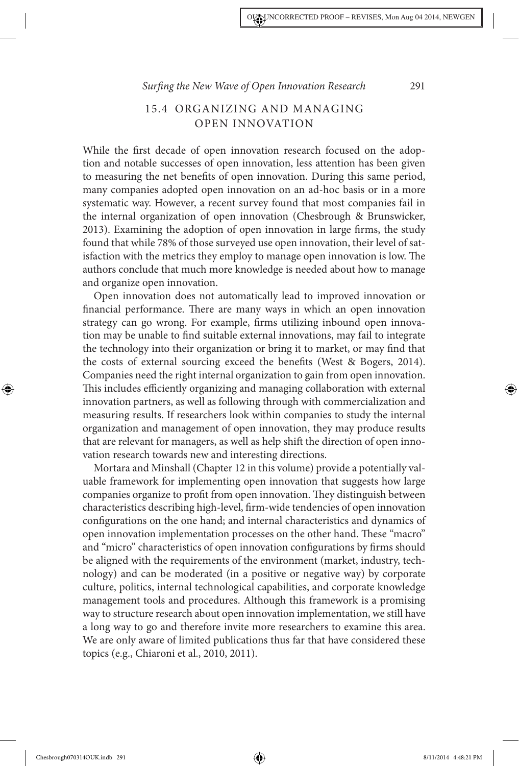## 15.4 ORGANIZING AND MANAGING OPEN INNOVATION

While the first decade of open innovation research focused on the adoption and notable successes of open innovation, less attention has been given to measuring the net benefits of open innovation. During this same period, many companies adopted open innovation on an ad-hoc basis or in a more systematic way. However, a recent survey found that most companies fail in the internal organization of open innovation (Chesbrough & Brunswicker, 2013). Examining the adoption of open innovation in large firms, the study found that while 78% of those surveyed use open innovation, their level of satisfaction with the metrics they employ to manage open innovation is low. The authors conclude that much more knowledge is needed about how to manage and organize open innovation.

Open innovation does not automatically lead to improved innovation or financial performance. There are many ways in which an open innovation strategy can go wrong. For example, firms utilizing inbound open innovation may be unable to find suitable external innovations, may fail to integrate the technology into their organization or bring it to market, or may find that the costs of external sourcing exceed the benefits (West & Bogers, 2014). Companies need the right internal organization to gain from open innovation. This includes efficiently organizing and managing collaboration with external innovation partners, as well as following through with commercialization and measuring results. If researchers look within companies to study the internal organization and management of open innovation, they may produce results that are relevant for managers, as well as help shift the direction of open innovation research towards new and interesting directions.

Mortara and Minshall (Chapter 12 in this volume) provide a potentially valuable framework for implementing open innovation that suggests how large companies organize to profit from open innovation. They distinguish between characteristics describing high-level, firm-wide tendencies of open innovation configurations on the one hand; and internal characteristics and dynamics of open innovation implementation processes on the other hand. These "macro" and "micro" characteristics of open innovation configurations by firms should be aligned with the requirements of the environment (market, industry, technology) and can be moderated (in a positive or negative way) by corporate culture, politics, internal technological capabilities, and corporate knowledge management tools and procedures. Although this framework is a promising way to structure research about open innovation implementation, we still have a long way to go and therefore invite more researchers to examine this area. We are only aware of limited publications thus far that have considered these topics (e.g., Chiaroni et al., 2010, 2011).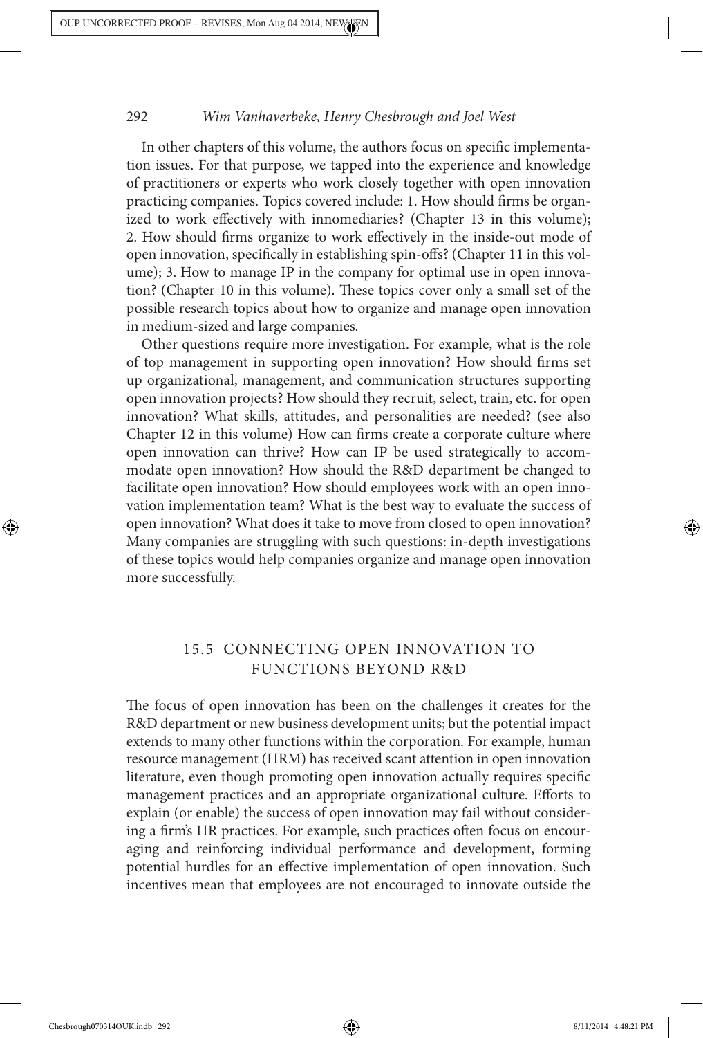In other chapters of this volume, the authors focus on specific implementation issues. For that purpose, we tapped into the experience and knowledge of practitioners or experts who work closely together with open innovation practicing companies. Topics covered include: 1. How should firms be organized to work effectively with innomediaries? (Chapter 13 in this volume); 2. How should firms organize to work effectively in the inside-out mode of open innovation, specifically in establishing spin-offs? (Chapter 11 in this volume); 3. How to manage IP in the company for optimal use in open innovation? (Chapter 10 in this volume). These topics cover only a small set of the possible research topics about how to organize and manage open innovation in medium-sized and large companies.

Other questions require more investigation. For example, what is the role of top management in supporting open innovation? How should firms set up organizational, management, and communication structures supporting open innovation projects? How should they recruit, select, train, etc. for open innovation? What skills, attitudes, and personalities are needed? (see also Chapter 12 in this volume) How can firms create a corporate culture where open innovation can thrive? How can IP be used strategically to accommodate open innovation? How should the R&D department be changed to facilitate open innovation? How should employees work with an open innovation implementation team? What is the best way to evaluate the success of open innovation? What does it take to move from closed to open innovation? Many companies are struggling with such questions: in-depth investigations of these topics would help companies organize and manage open innovation more successfully.

## 15.5 CONNECTING OPEN INNOVATION TO FUNCTIONS BEYOND R&D

The focus of open innovation has been on the challenges it creates for the R&D department or new business development units; but the potential impact extends to many other functions within the corporation. For example, human resource management (HRM) has received scant attention in open innovation literature, even though promoting open innovation actually requires specific management practices and an appropriate organizational culture. Efforts to explain (or enable) the success of open innovation may fail without considering a firm's HR practices. For example, such practices often focus on encouraging and reinforcing individual performance and development, forming potential hurdles for an effective implementation of open innovation. Such incentives mean that employees are not encouraged to innovate outside the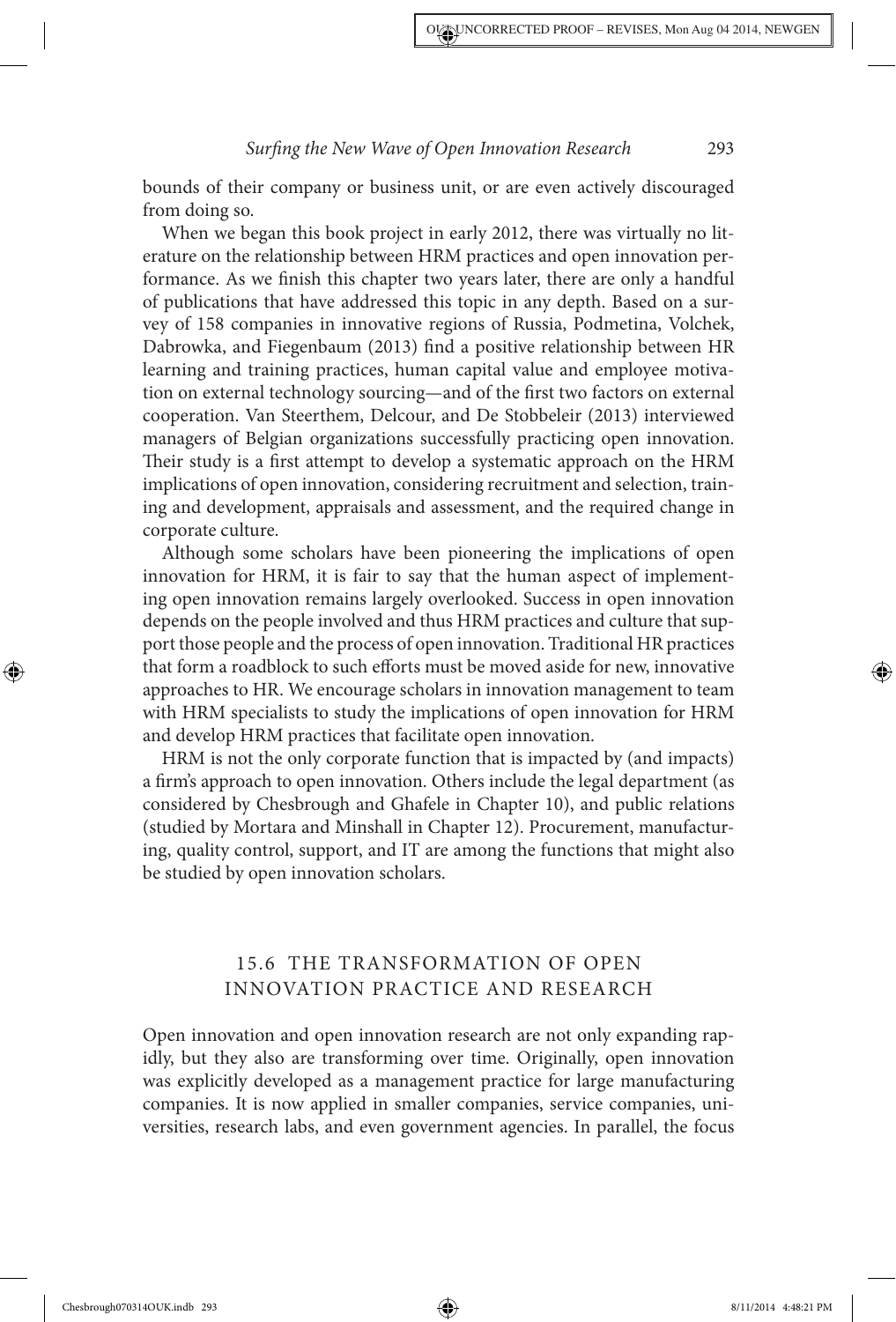bounds of their company or business unit, or are even actively discouraged from doing so.

When we began this book project in early 2012, there was virtually no literature on the relationship between HRM practices and open innovation performance. As we finish this chapter two years later, there are only a handful of publications that have addressed this topic in any depth. Based on a survey of 158 companies in innovative regions of Russia, Podmetina, Volchek, Dabrowka, and Fiegenbaum (2013) find a positive relationship between HR learning and training practices, human capital value and employee motivation on external technology sourcing—and of the first two factors on external cooperation. Van Steerthem, Delcour, and De Stobbeleir (2013) interviewed managers of Belgian organizations successfully practicing open innovation. Their study is a first attempt to develop a systematic approach on the HRM implications of open innovation, considering recruitment and selection, training and development, appraisals and assessment, and the required change in corporate culture.

Although some scholars have been pioneering the implications of open innovation for HRM, it is fair to say that the human aspect of implementing open innovation remains largely overlooked. Success in open innovation depends on the people involved and thus HRM practices and culture that support those people and the process of open innovation. Traditional HR practices that form a roadblock to such efforts must be moved aside for new, innovative approaches to HR. We encourage scholars in innovation management to team with HRM specialists to study the implications of open innovation for HRM and develop HRM practices that facilitate open innovation.

HRM is not the only corporate function that is impacted by (and impacts) a firm's approach to open innovation. Others include the legal department (as considered by Chesbrough and Ghafele in Chapter 10), and public relations (studied by Mortara and Minshall in Chapter 12). Procurement, manufacturing, quality control, support, and IT are among the functions that might also be studied by open innovation scholars.

## 15.6 The Transformation of Open Innovation Practice and Research

Open innovation and open innovation research are not only expanding rapidly, but they also are transforming over time. Originally, open innovation was explicitly developed as a management practice for large manufacturing companies. It is now applied in smaller companies, service companies, universities, research labs, and even government agencies. In parallel, the focus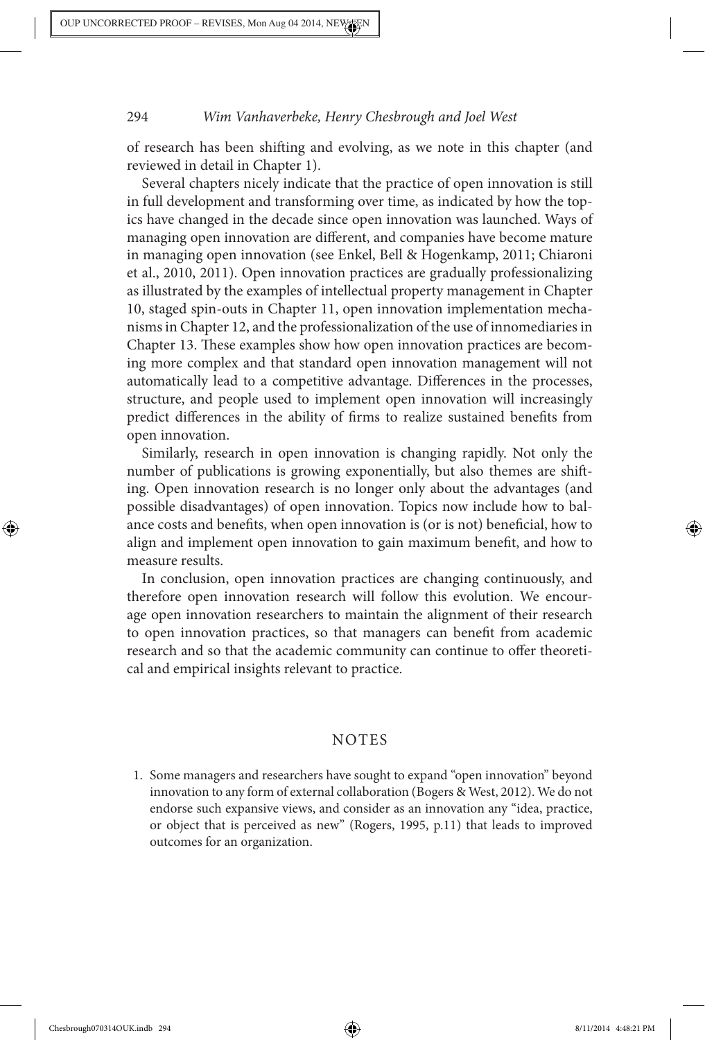of research has been shifting and evolving, as we note in this chapter (and reviewed in detail in Chapter 1).

Several chapters nicely indicate that the practice of open innovation is still in full development and transforming over time, as indicated by how the topics have changed in the decade since open innovation was launched. Ways of managing open innovation are different, and companies have become mature in managing open innovation (see Enkel, Bell & Hogenkamp, 2011; Chiaroni et al., 2010, 2011). Open innovation practices are gradually professionalizing as illustrated by the examples of intellectual property management in Chapter 10, staged spin-outs in Chapter 11, open innovation implementation mechanisms in Chapter 12, and the professionalization of the use of innomediaries in Chapter 13. These examples show how open innovation practices are becoming more complex and that standard open innovation management will not automatically lead to a competitive advantage. Differences in the processes, structure, and people used to implement open innovation will increasingly predict differences in the ability of firms to realize sustained benefits from open innovation.

Similarly, research in open innovation is changing rapidly. Not only the number of publications is growing exponentially, but also themes are shifting. Open innovation research is no longer only about the advantages (and possible disadvantages) of open innovation. Topics now include how to balance costs and benefits, when open innovation is (or is not) beneficial, how to align and implement open innovation to gain maximum benefit, and how to measure results.

In conclusion, open innovation practices are changing continuously, and therefore open innovation research will follow this evolution. We encourage open innovation researchers to maintain the alignment of their research to open innovation practices, so that managers can benefit from academic research and so that the academic community can continue to offer theoretical and empirical insights relevant to practice.

## NOTES

1. Some managers and researchers have sought to expand "open innovation" beyond innovation to any form of external collaboration (Bogers & West, 2012). We do not endorse such expansive views, and consider as an innovation any "idea, practice, or object that is perceived as new" (Rogers, 1995, p.11) that leads to improved outcomes for an organization.